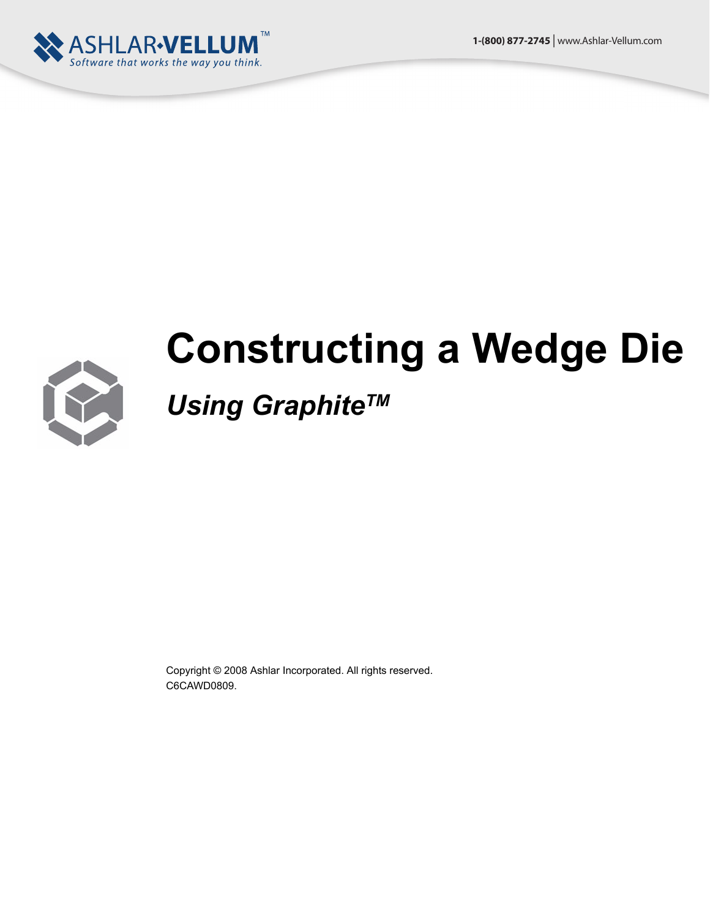ASHLAR•VELLUM™
Software that works the way you think.

1-(800) 877-2745 | www.Ashlar-Vellum.com

# Constructing a Wedge Die

## *Using Graphite™*

Copyright © 2008 Ashlar Incorporated. All rights reserved.
C6CAWD0809.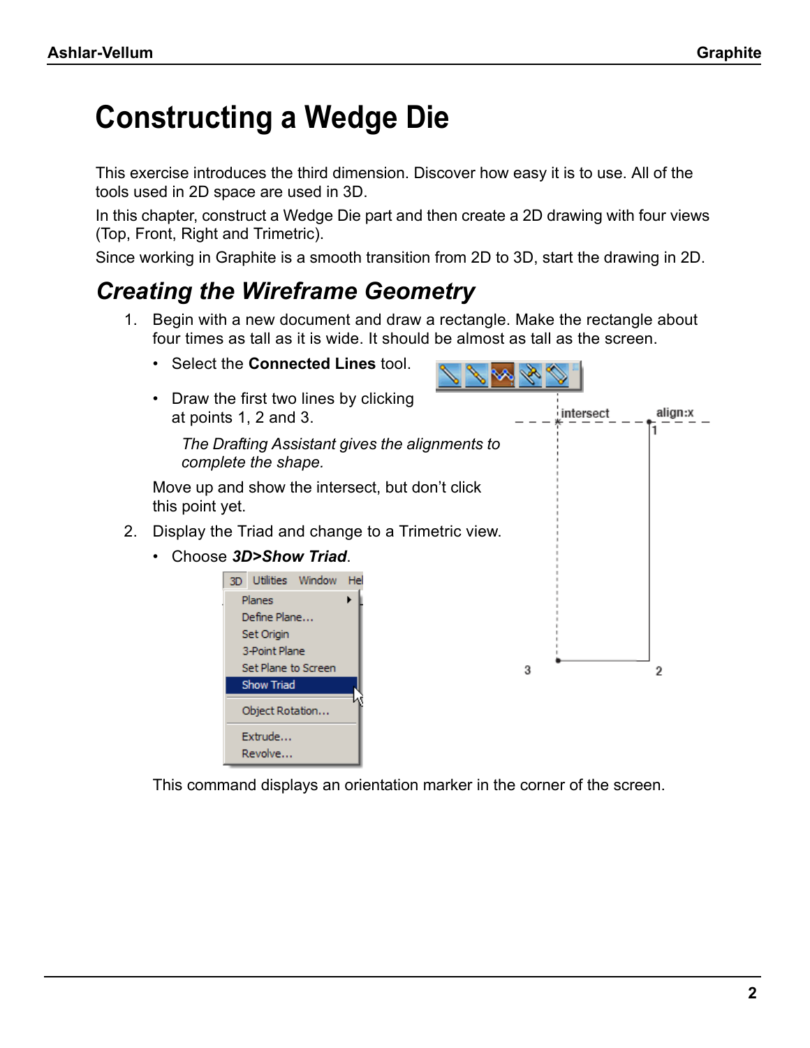# Constructing a Wedge Die

This exercise introduces the third dimension. Discover how easy it is to use. All of the tools used in 2D space are used in 3D.

In this chapter, construct a Wedge Die part and then create a 2D drawing with four views (Top, Front, Right and Trimetric).

Since working in Graphite is a smooth transition from 2D to 3D, start the drawing in 2D.

## *Creating the Wireframe Geometry*

1. Begin with a new document and draw a rectangle. Make the rectangle about four times as tall as it is wide. It should be almost as tall as the screen.

   - Select the **Connected Lines** tool.
   - Draw the first two lines by clicking at points 1, 2 and 3.

     *The Drafting Assistant gives the alignments to complete the shape.*

   Move up and show the intersect, but don't click this point yet.

2. Display the Triad and change to a Trimetric view.

   - Choose ***3D>Show Triad***.

   This command displays an orientation marker in the corner of the screen.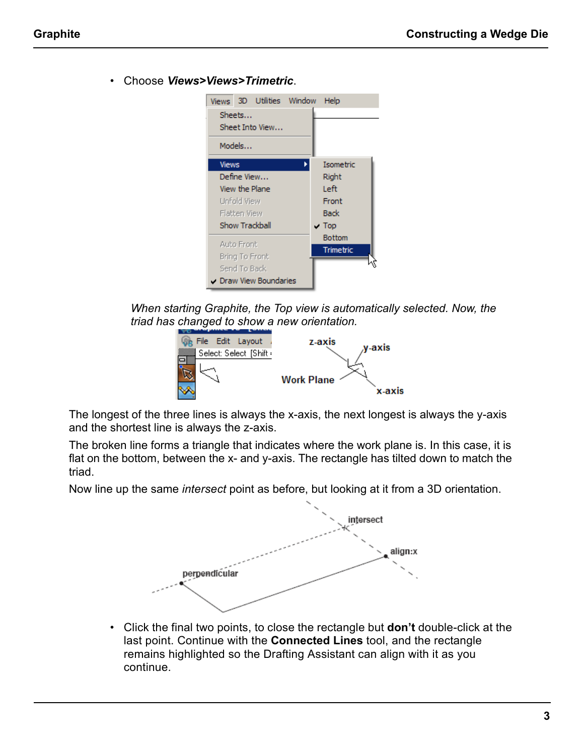- Choose ***Views>Views>Trimetric***.

*When starting Graphite, the Top view is automatically selected. Now, the triad has changed to show a new orientation.*

The longest of the three lines is always the x-axis, the next longest is always the y-axis and the shortest line is always the z-axis.

The broken line forms a triangle that indicates where the work plane is. In this case, it is flat on the bottom, between the x- and y-axis. The rectangle has tilted down to match the triad.

Now line up the same *intersect* point as before, but looking at it from a 3D orientation.

- Click the final two points, to close the rectangle but **don't** double-click at the last point. Continue with the **Connected Lines** tool, and the rectangle remains highlighted so the Drafting Assistant can align with it as you continue.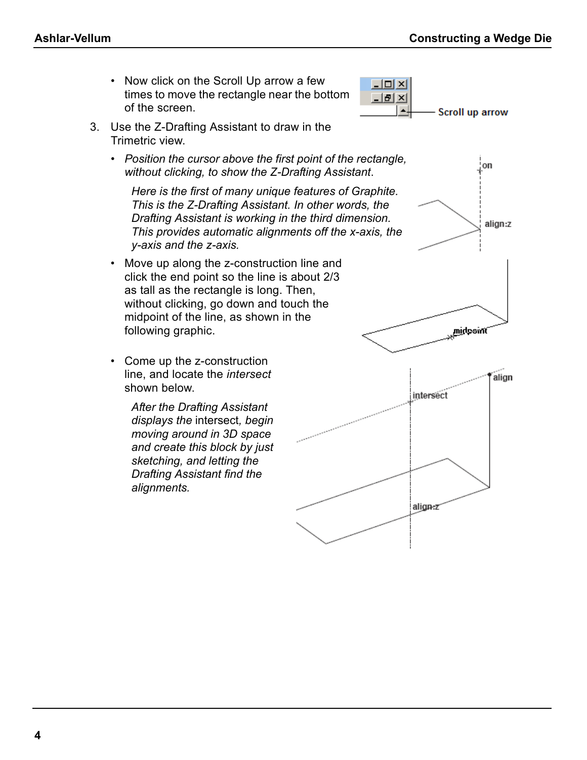- Now click on the Scroll Up arrow a few times to move the rectangle near the bottom of the screen.

3. Use the Z-Drafting Assistant to draw in the Trimetric view.

   - *Position the cursor above the first point of the rectangle, without clicking, to show the Z-Drafting Assistant.*

     *Here is the first of many unique features of Graphite. This is the Z-Drafting Assistant. In other words, the Drafting Assistant is working in the third dimension. This provides automatic alignments off the x-axis, the y-axis and the z-axis.*

   - Move up along the z-construction line and click the end point so the line is about 2/3 as tall as the rectangle is long. Then, without clicking, go down and touch the midpoint of the line, as shown in the following graphic.

   - Come up the z-construction line, and locate the *intersect* shown below.

     *After the Drafting Assistant displays the* intersect*, begin moving around in 3D space and create this block by just sketching, and letting the Drafting Assistant find the alignments.*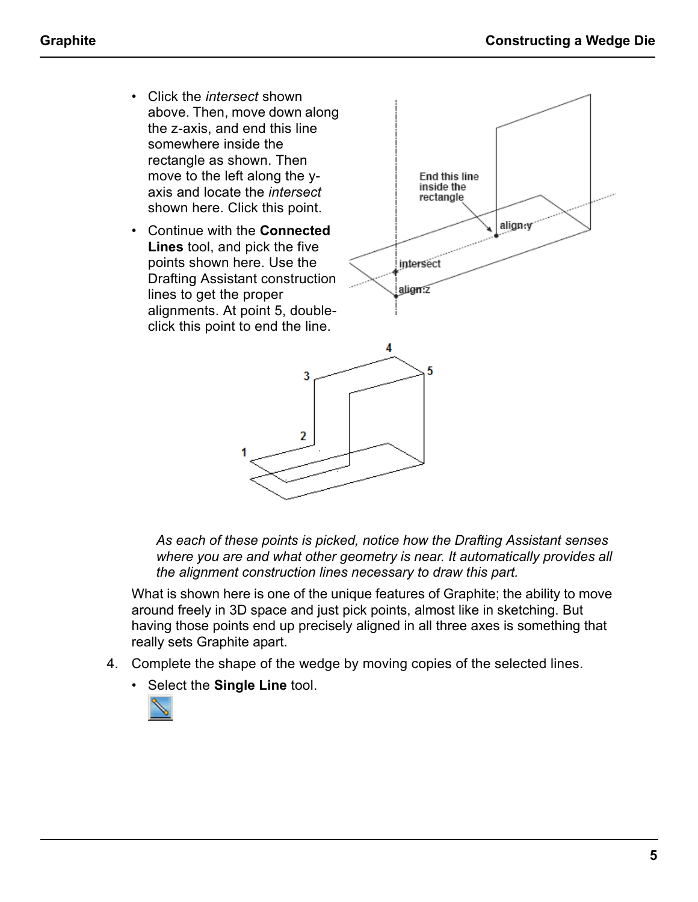- Click the *intersect* shown above. Then, move down along the z-axis, and end this line somewhere inside the rectangle as shown. Then move to the left along the y-axis and locate the *intersect* shown here. Click this point.
- Continue with the **Connected Lines** tool, and pick the five points shown here. Use the Drafting Assistant construction lines to get the proper alignments. At point 5, double-click this point to end the line.

*As each of these points is picked, notice how the Drafting Assistant senses where you are and what other geometry is near. It automatically provides all the alignment construction lines necessary to draw this part.*

What is shown here is one of the unique features of Graphite; the ability to move around freely in 3D space and just pick points, almost like in sketching. But having those points end up precisely aligned in all three axes is something that really sets Graphite apart.

4. Complete the shape of the wedge by moving copies of the selected lines.
   - Select the **Single Line** tool.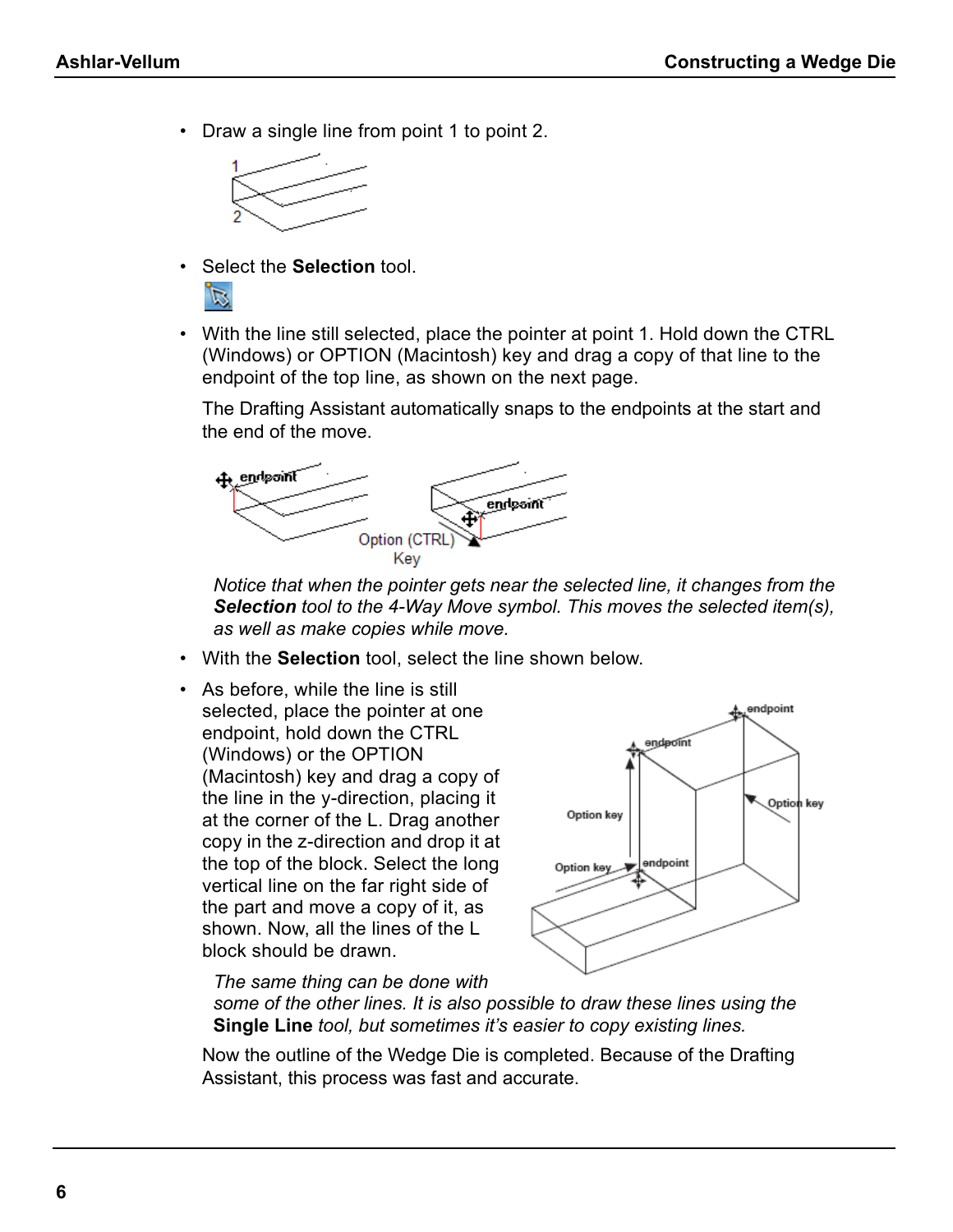- Draw a single line from point 1 to point 2.

- Select the **Selection** tool.

- With the line still selected, place the pointer at point 1. Hold down the CTRL (Windows) or OPTION (Macintosh) key and drag a copy of that line to the endpoint of the top line, as shown on the next page.

  The Drafting Assistant automatically snaps to the endpoints at the start and the end of the move.

  *Notice that when the pointer gets near the selected line, it changes from the **Selection** tool to the 4-Way Move symbol. This moves the selected item(s), as well as make copies while move.*

- With the **Selection** tool, select the line shown below.

- As before, while the line is still selected, place the pointer at one endpoint, hold down the CTRL (Windows) or the OPTION (Macintosh) key and drag a copy of the line in the y-direction, placing it at the corner of the L. Drag another copy in the z-direction and drop it at the top of the block. Select the long vertical line on the far right side of the part and move a copy of it, as shown. Now, all the lines of the L block should be drawn.

  *The same thing can be done with some of the other lines. It is also possible to draw these lines using the **Single Line** tool, but sometimes it's easier to copy existing lines.*

Now the outline of the Wedge Die is completed. Because of the Drafting Assistant, this process was fast and accurate.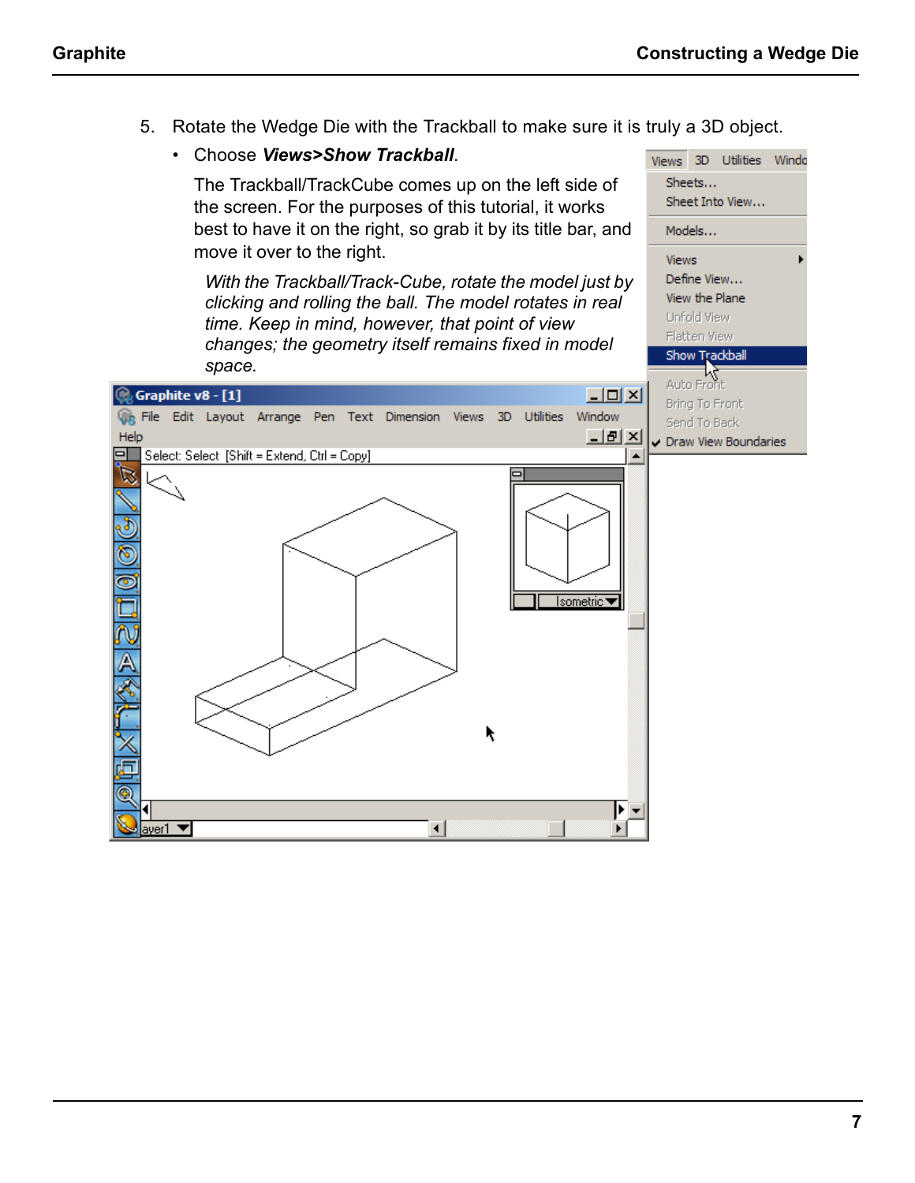5. Rotate the Wedge Die with the Trackball to make sure it is truly a 3D object.

   - Choose ***Views>Show Trackball***.

   The Trackball/TrackCube comes up on the left side of the screen. For the purposes of this tutorial, it works best to have it on the right, so grab it by its title bar, and move it over to the right.

   > *With the Trackball/Track-Cube, rotate the model just by clicking and rolling the ball. The model rotates in real time. Keep in mind, however, that point of view changes; the geometry itself remains fixed in model space.*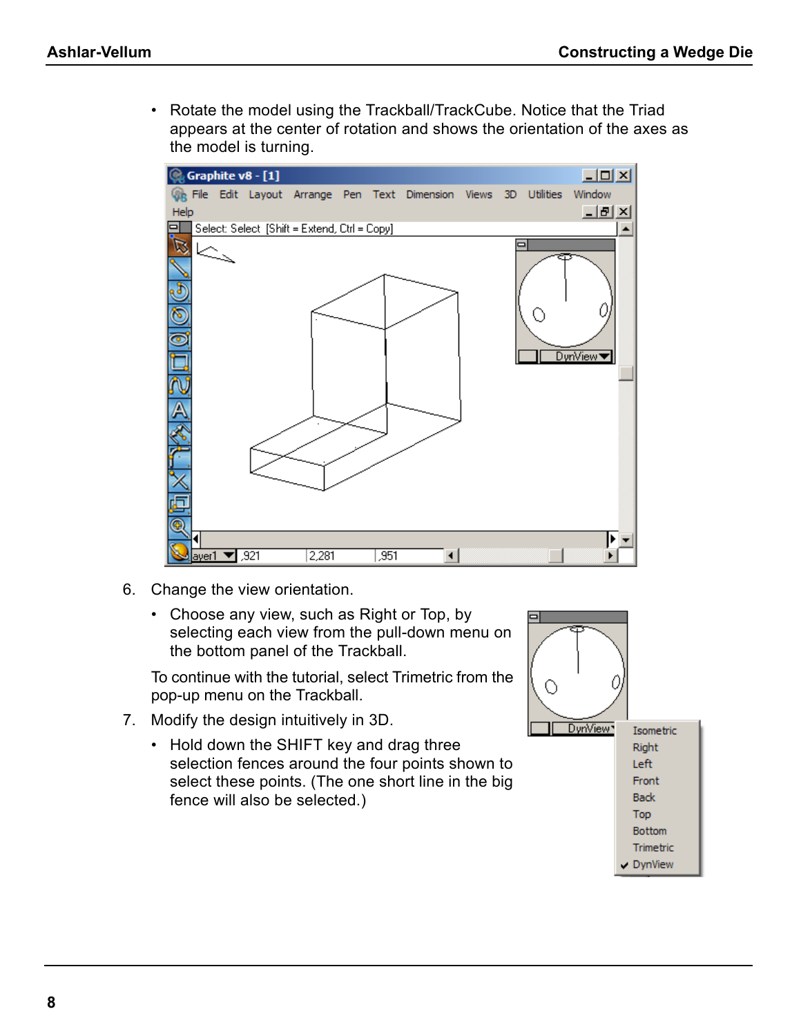- Rotate the model using the Trackball/TrackCube. Notice that the Triad appears at the center of rotation and shows the orientation of the axes as the model is turning.

6. Change the view orientation.

   - Choose any view, such as Right or Top, by selecting each view from the pull-down menu on the bottom panel of the Trackball.

   To continue with the tutorial, select Trimetric from the pop-up menu on the Trackball.

7. Modify the design intuitively in 3D.

   - Hold down the SHIFT key and drag three selection fences around the four points shown to select these points. (The one short line in the big fence will also be selected.)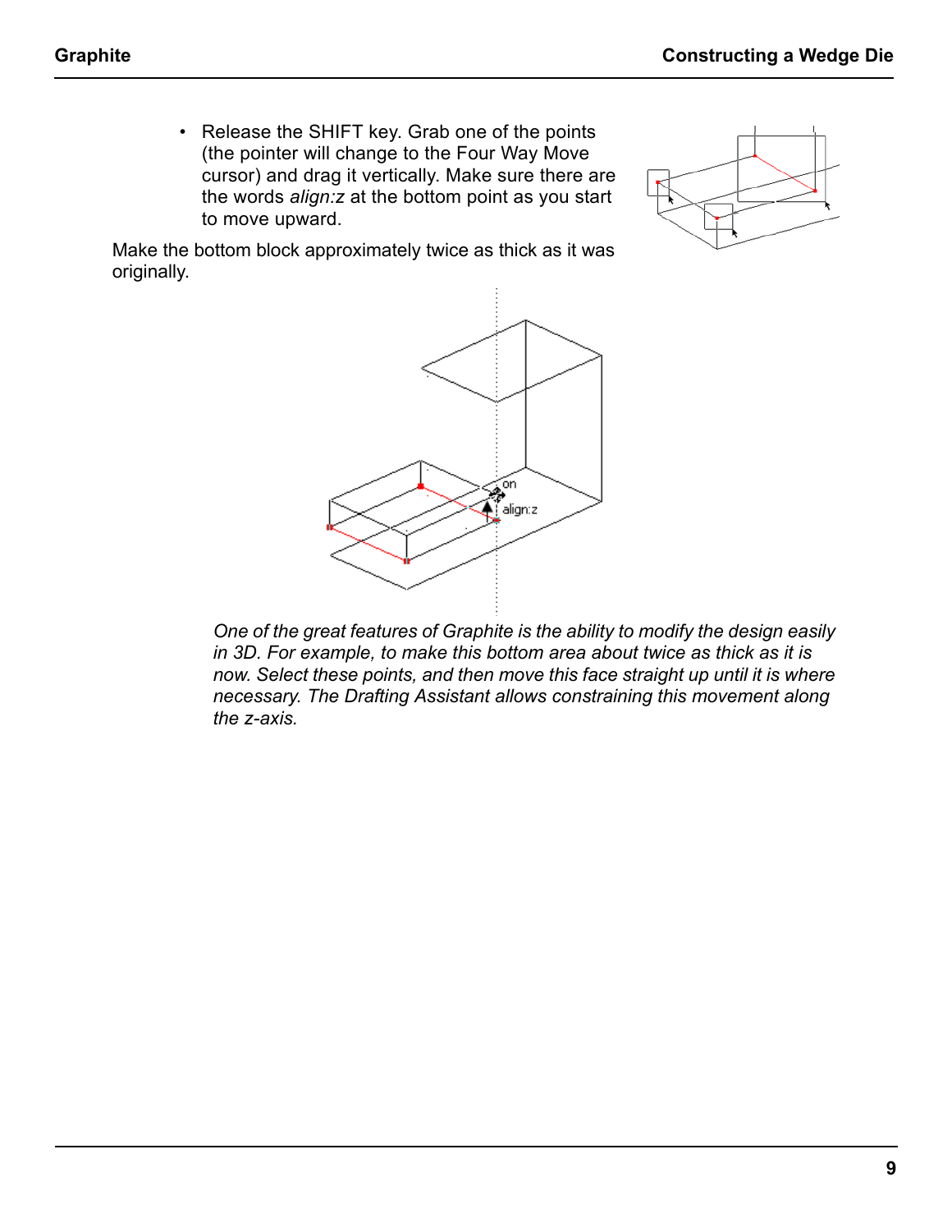- Release the SHIFT key. Grab one of the points (the pointer will change to the Four Way Move cursor) and drag it vertically. Make sure there are the words *align:z* at the bottom point as you start to move upward.

Make the bottom block approximately twice as thick as it was originally.

*One of the great features of Graphite is the ability to modify the design easily in 3D. For example, to make this bottom area about twice as thick as it is now. Select these points, and then move this face straight up until it is where necessary. The Drafting Assistant allows constraining this movement along the z-axis.*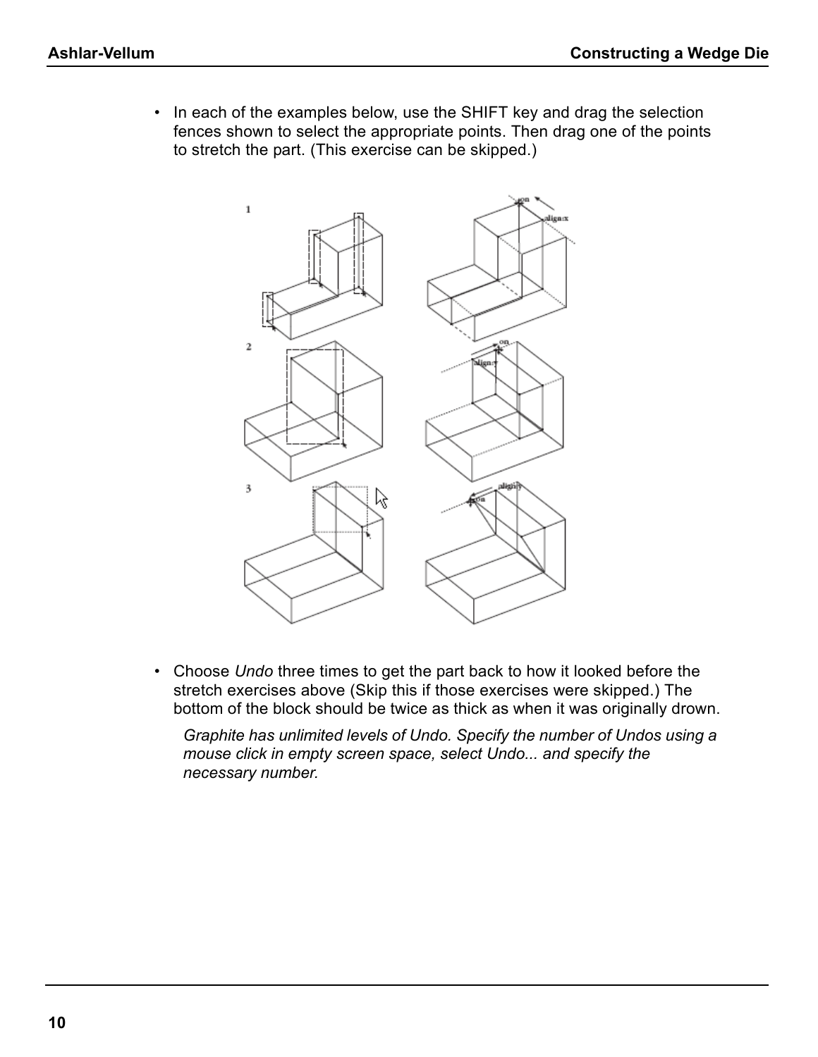- In each of the examples below, use the SHIFT key and drag the selection fences shown to select the appropriate points. Then drag one of the points to stretch the part. (This exercise can be skipped.)

- Choose *Undo* three times to get the part back to how it looked before the stretch exercises above (Skip this if those exercises were skipped.) The bottom of the block should be twice as thick as when it was originally drown.

  *Graphite has unlimited levels of Undo. Specify the number of Undos using a mouse click in empty screen space, select Undo... and specify the necessary number.*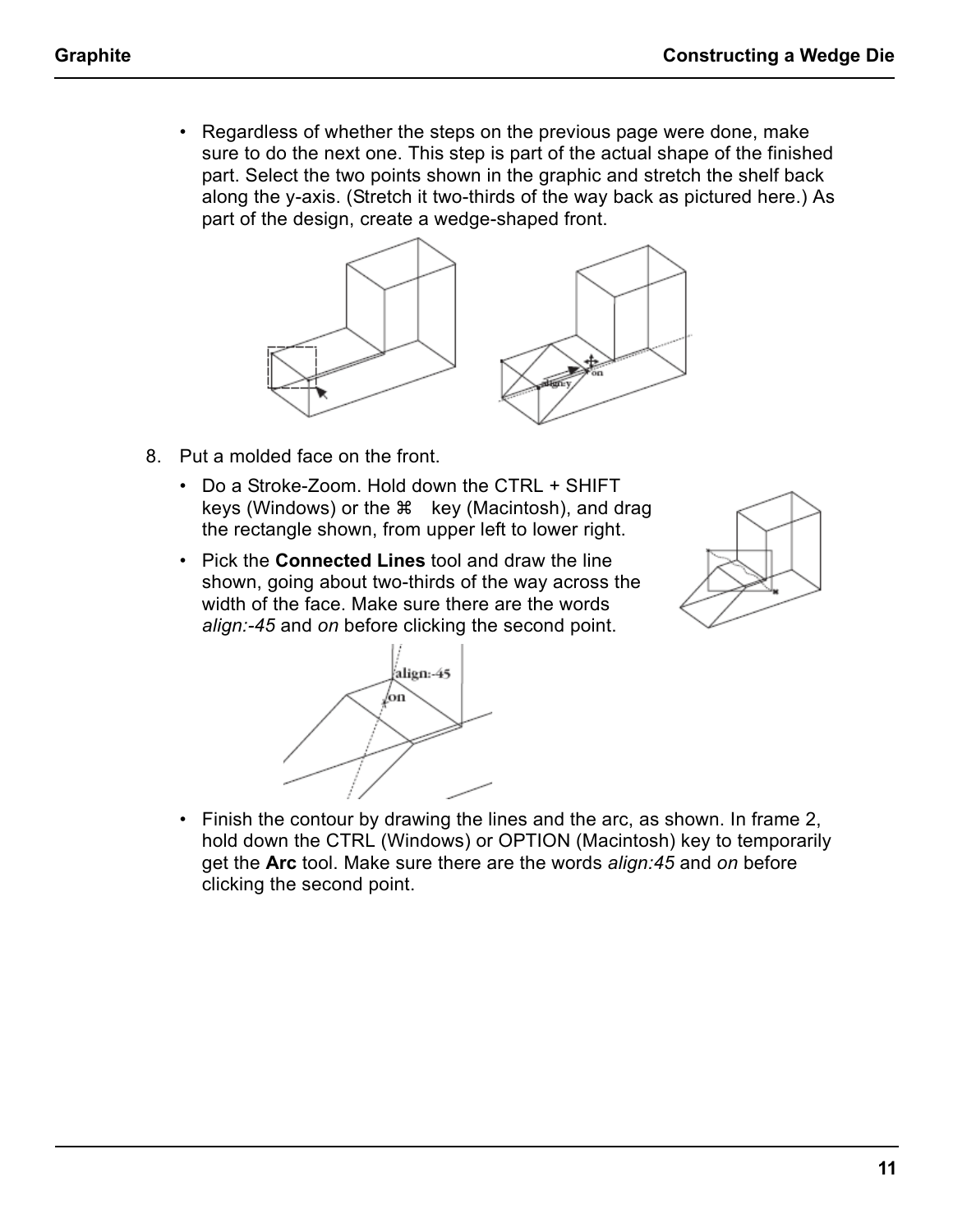- Regardless of whether the steps on the previous page were done, make sure to do the next one. This step is part of the actual shape of the finished part. Select the two points shown in the graphic and stretch the shelf back along the y-axis. (Stretch it two-thirds of the way back as pictured here.) As part of the design, create a wedge-shaped front.

8. Put a molded face on the front.
   - Do a Stroke-Zoom. Hold down the CTRL + SHIFT keys (Windows) or the ⌘ key (Macintosh), and drag the rectangle shown, from upper left to lower right.
   - Pick the **Connected Lines** tool and draw the line shown, going about two-thirds of the way across the width of the face. Make sure there are the words *align:-45* and *on* before clicking the second point.
   - Finish the contour by drawing the lines and the arc, as shown. In frame 2, hold down the CTRL (Windows) or OPTION (Macintosh) key to temporarily get the **Arc** tool. Make sure there are the words *align:45* and *on* before clicking the second point.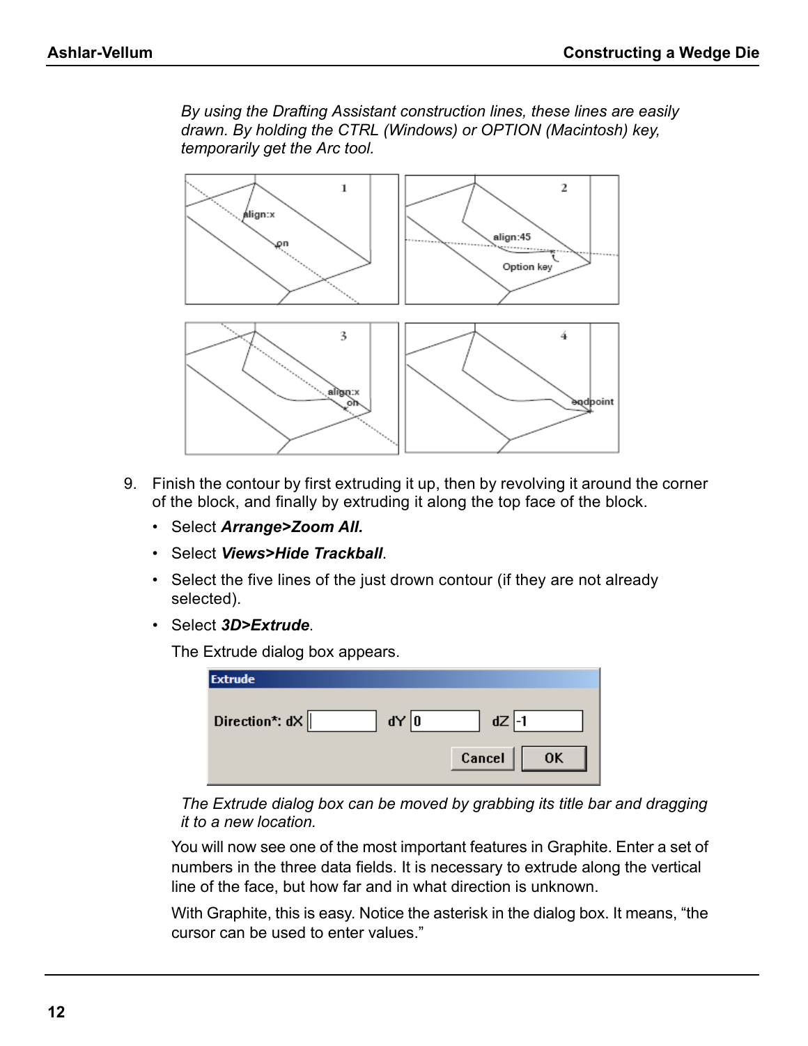*By using the Drafting Assistant construction lines, these lines are easily drawn. By holding the CTRL (Windows) or OPTION (Macintosh) key, temporarily get the Arc tool.*

9. Finish the contour by first extruding it up, then by revolving it around the corner of the block, and finally by extruding it along the top face of the block.
   - Select ***Arrange>Zoom All.***
   - Select ***Views>Hide Trackball***.
   - Select the five lines of the just drown contour (if they are not already selected).
   - Select ***3D>Extrude***.

   The Extrude dialog box appears.

   *The Extrude dialog box can be moved by grabbing its title bar and dragging it to a new location.*

   You will now see one of the most important features in Graphite. Enter a set of numbers in the three data fields. It is necessary to extrude along the vertical line of the face, but how far and in what direction is unknown.

   With Graphite, this is easy. Notice the asterisk in the dialog box. It means, "the cursor can be used to enter values."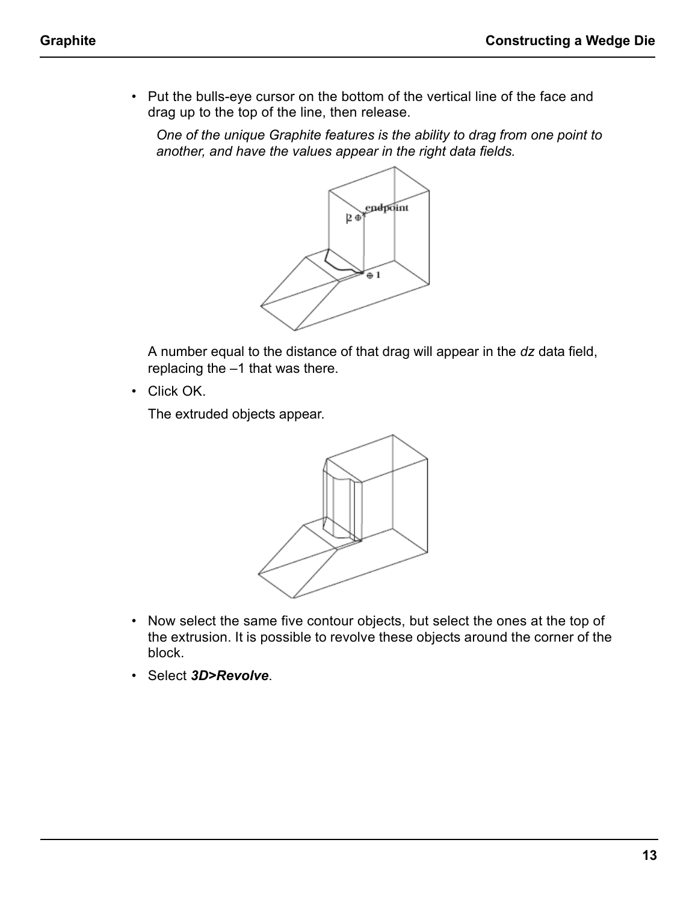- Put the bulls-eye cursor on the bottom of the vertical line of the face and drag up to the top of the line, then release.

  *One of the unique Graphite features is the ability to drag from one point to another, and have the values appear in the right data fields.*

  A number equal to the distance of that drag will appear in the *dz* data field, replacing the –1 that was there.

- Click OK.

  The extruded objects appear.

- Now select the same five contour objects, but select the ones at the top of the extrusion. It is possible to revolve these objects around the corner of the block.
- Select ***3D>Revolve***.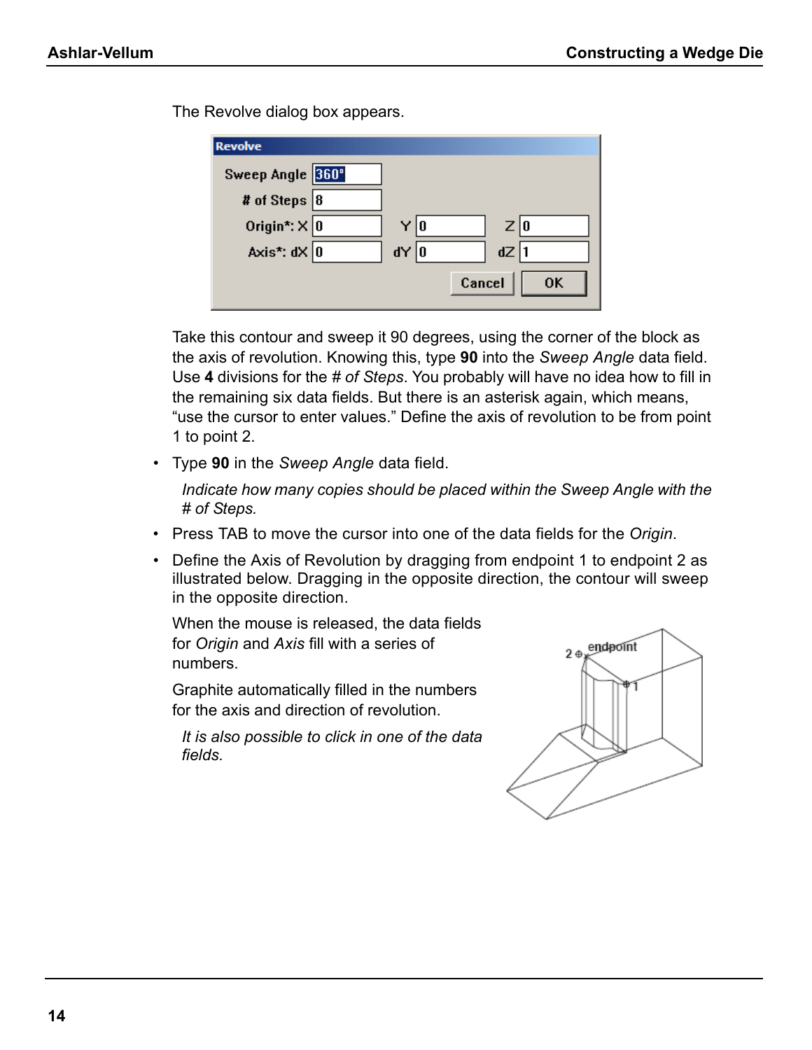The Revolve dialog box appears.

Take this contour and sweep it 90 degrees, using the corner of the block as the axis of revolution. Knowing this, type **90** into the *Sweep Angle* data field. Use **4** divisions for the *# of Steps*. You probably will have no idea how to fill in the remaining six data fields. But there is an asterisk again, which means, “use the cursor to enter values.” Define the axis of revolution to be from point 1 to point 2.

- Type **90** in the *Sweep Angle* data field.

  *Indicate how many copies should be placed within the Sweep Angle with the # of Steps.*

- Press TAB to move the cursor into one of the data fields for the *Origin*.
- Define the Axis of Revolution by dragging from endpoint 1 to endpoint 2 as illustrated below. Dragging in the opposite direction, the contour will sweep in the opposite direction.

When the mouse is released, the data fields for *Origin* and *Axis* fill with a series of numbers.

Graphite automatically filled in the numbers for the axis and direction of revolution.

*It is also possible to click in one of the data fields.*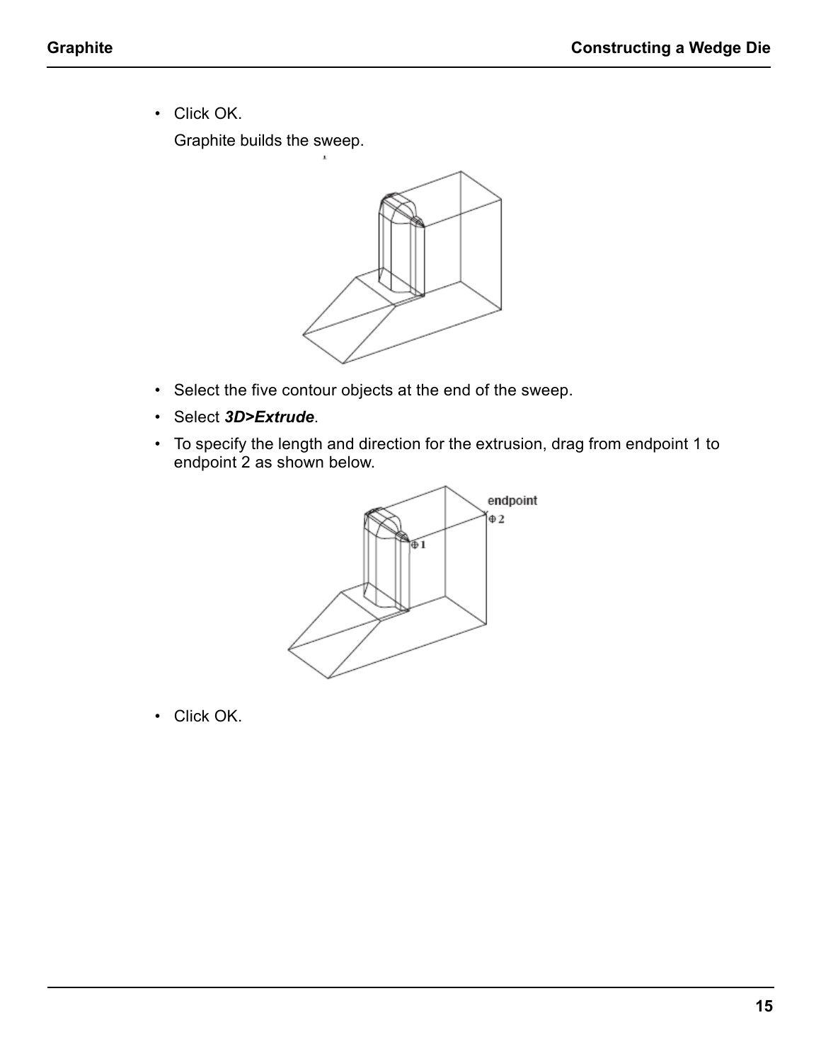- Click OK.

  Graphite builds the sweep.

- Select the five contour objects at the end of the sweep.
- Select ***3D>Extrude***.
- To specify the length and direction for the extrusion, drag from endpoint 1 to endpoint 2 as shown below.

- Click OK.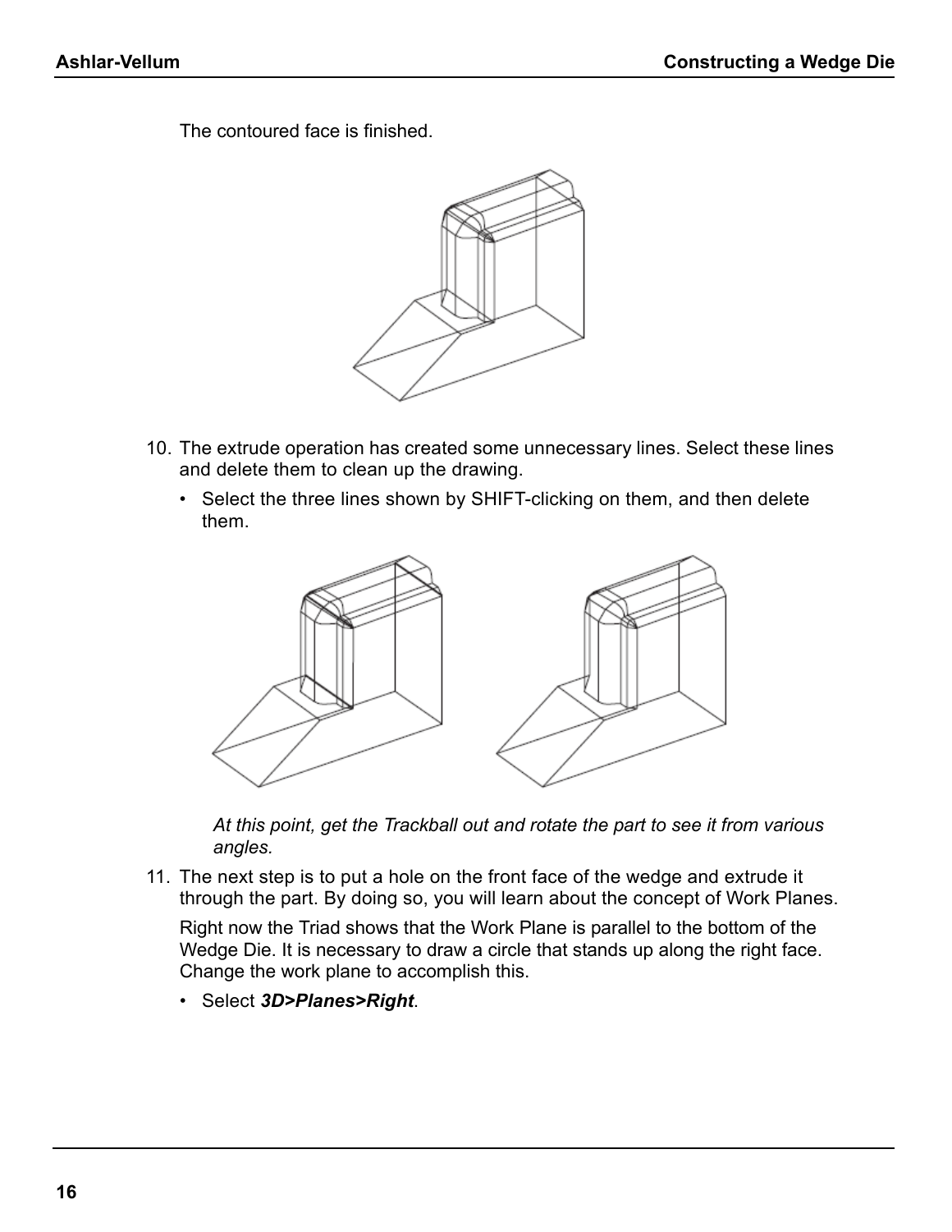The contoured face is finished.

10. The extrude operation has created some unnecessary lines. Select these lines and delete them to clean up the drawing.
    - Select the three lines shown by SHIFT-clicking on them, and then delete them.

    *At this point, get the Trackball out and rotate the part to see it from various angles.*

11. The next step is to put a hole on the front face of the wedge and extrude it through the part. By doing so, you will learn about the concept of Work Planes.

    Right now the Triad shows that the Work Plane is parallel to the bottom of the Wedge Die. It is necessary to draw a circle that stands up along the right face. Change the work plane to accomplish this.
    - Select ***3D>Planes>Right***.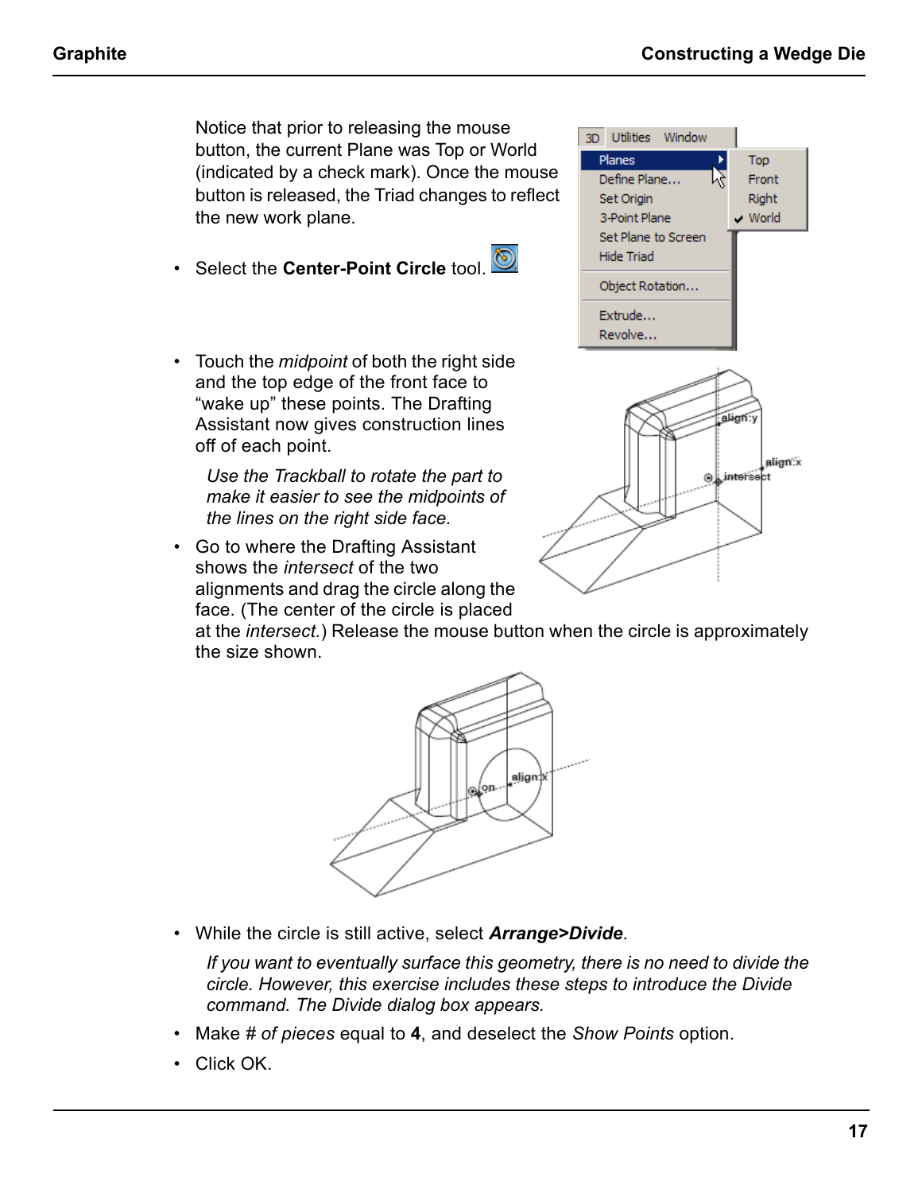Notice that prior to releasing the mouse button, the current Plane was Top or World (indicated by a check mark). Once the mouse button is released, the Triad changes to reflect the new work plane.

- Select the **Center-Point Circle** tool.
- Touch the *midpoint* of both the right side and the top edge of the front face to “wake up” these points. The Drafting Assistant now gives construction lines off of each point.

  *Use the Trackball to rotate the part to make it easier to see the midpoints of the lines on the right side face.*

- Go to where the Drafting Assistant shows the *intersect* of the two alignments and drag the circle along the face. (The center of the circle is placed at the *intersect.*) Release the mouse button when the circle is approximately the size shown.
- While the circle is still active, select ***Arrange>Divide***.

  *If you want to eventually surface this geometry, there is no need to divide the circle. However, this exercise includes these steps to introduce the Divide command. The Divide dialog box appears.*

- Make # *of pieces* equal to **4**, and deselect the *Show Points* option.
- Click OK.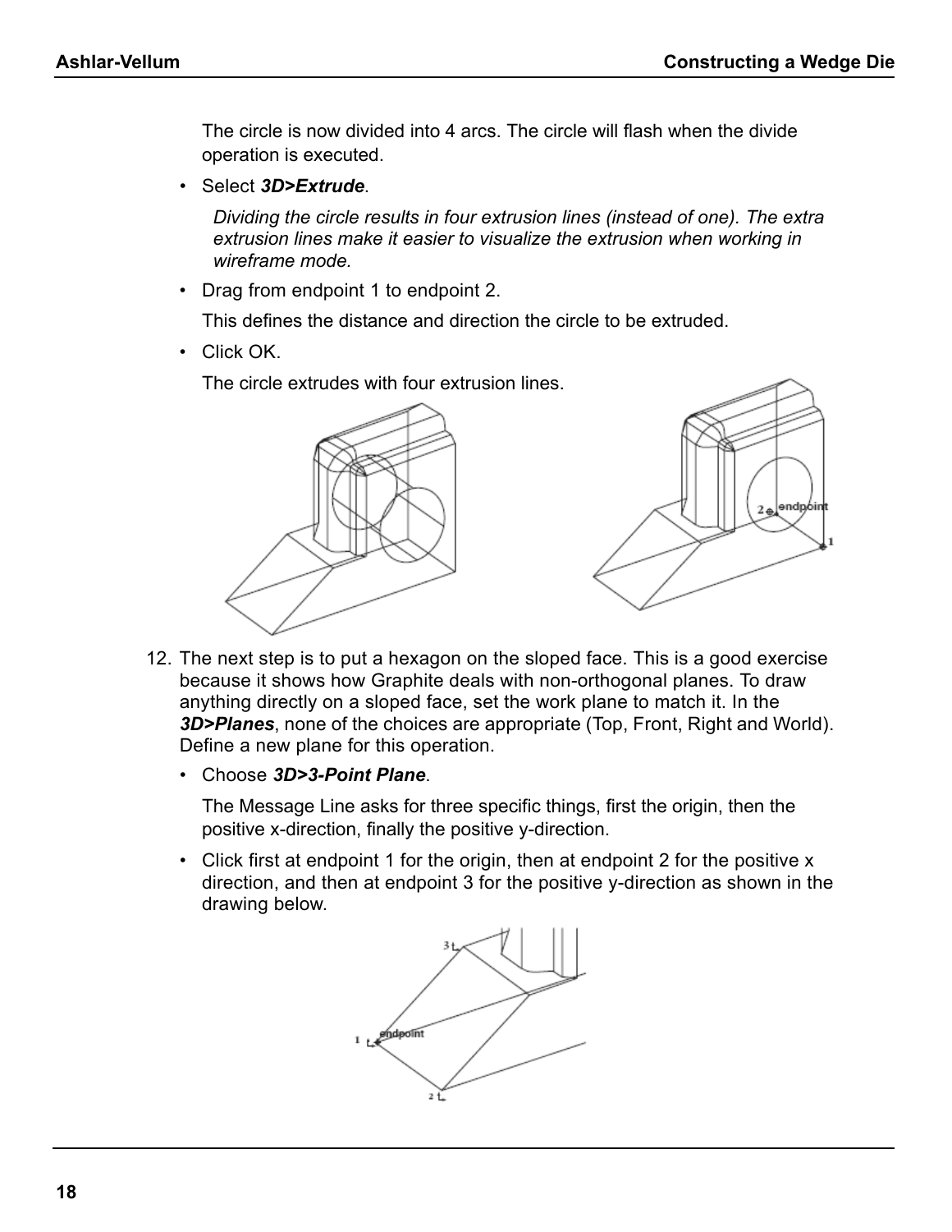The circle is now divided into 4 arcs. The circle will flash when the divide operation is executed.

- Select ***3D>Extrude***.

  *Dividing the circle results in four extrusion lines (instead of one). The extra extrusion lines make it easier to visualize the extrusion when working in wireframe mode.*

- Drag from endpoint 1 to endpoint 2.

  This defines the distance and direction the circle to be extruded.

- Click OK.

  The circle extrudes with four extrusion lines.

12. The next step is to put a hexagon on the sloped face. This is a good exercise because it shows how Graphite deals with non-orthogonal planes. To draw anything directly on a sloped face, set the work plane to match it. In the ***3D>Planes***, none of the choices are appropriate (Top, Front, Right and World). Define a new plane for this operation.

    - Choose ***3D>3-Point Plane***.

      The Message Line asks for three specific things, first the origin, then the positive x-direction, finally the positive y-direction.

    - Click first at endpoint 1 for the origin, then at endpoint 2 for the positive x direction, and then at endpoint 3 for the positive y-direction as shown in the drawing below.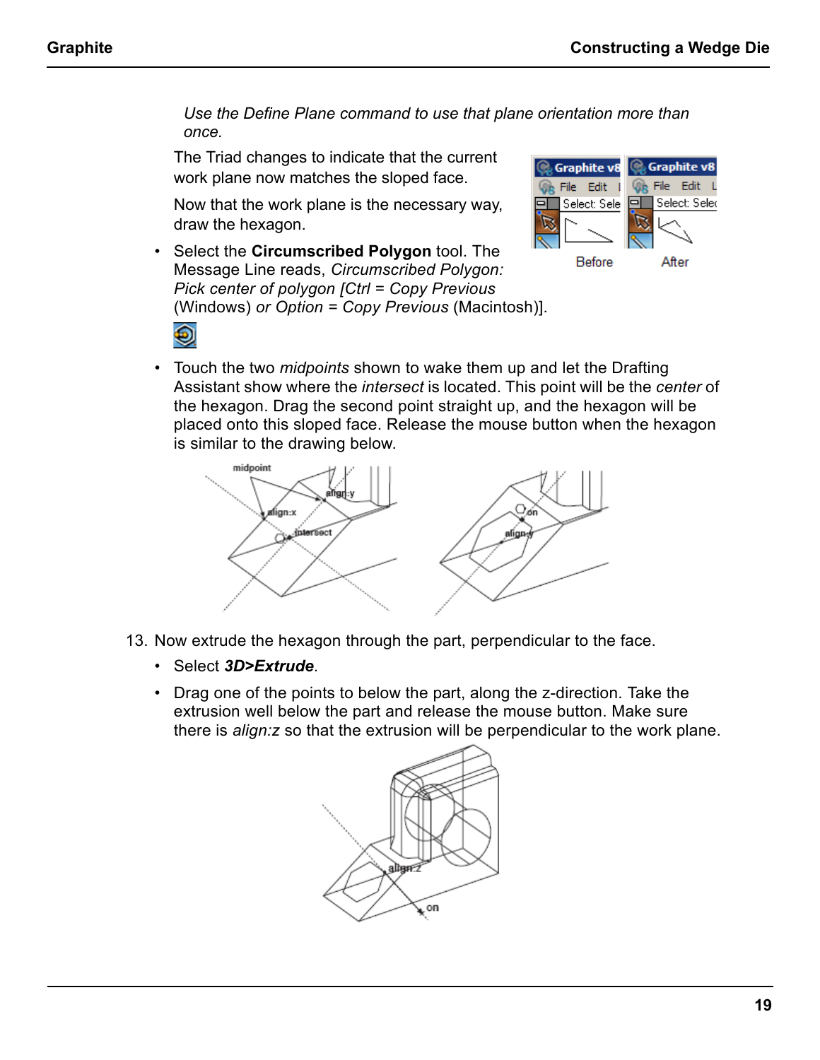*Use the Define Plane command to use that plane orientation more than once.*

The Triad changes to indicate that the current work plane now matches the sloped face.

Now that the work plane is the necessary way, draw the hexagon.

- Select the **Circumscribed Polygon** tool. The Message Line reads, *Circumscribed Polygon: Pick center of polygon [Ctrl = Copy Previous* (Windows) *or Option = Copy Previous* (Macintosh)].

- Touch the two *midpoints* shown to wake them up and let the Drafting Assistant show where the *intersect* is located. This point will be the *center* of the hexagon. Drag the second point straight up, and the hexagon will be placed onto this sloped face. Release the mouse button when the hexagon is similar to the drawing below.

13. Now extrude the hexagon through the part, perpendicular to the face.

    - Select ***3D>Extrude***.

    - Drag one of the points to below the part, along the z-direction. Take the extrusion well below the part and release the mouse button. Make sure there is *align:z* so that the extrusion will be perpendicular to the work plane.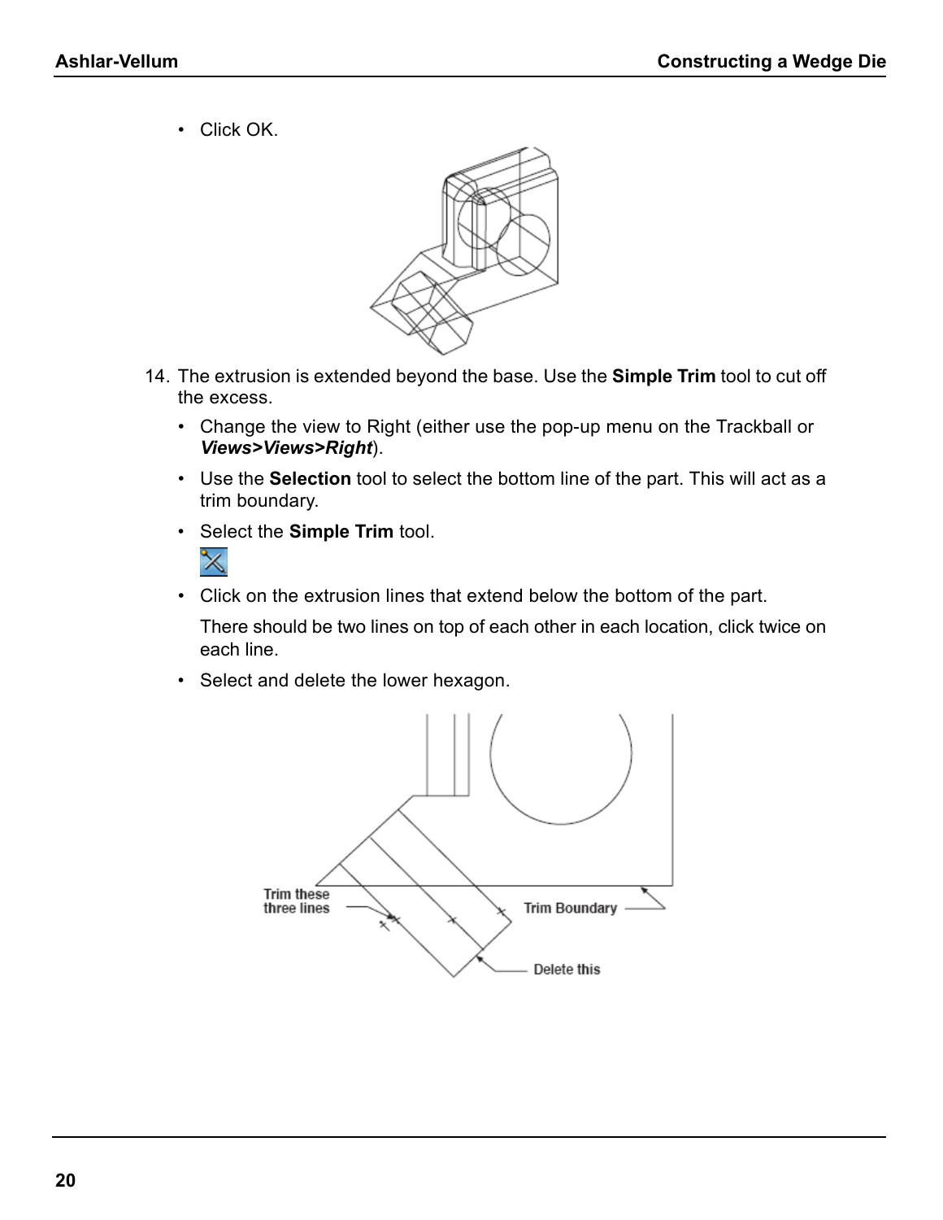- Click OK.

14. The extrusion is extended beyond the base. Use the **Simple Trim** tool to cut off the excess.
    - Change the view to Right (either use the pop-up menu on the Trackball or ***Views>Views>Right***).
    - Use the **Selection** tool to select the bottom line of the part. This will act as a trim boundary.
    - Select the **Simple Trim** tool.
    - Click on the extrusion lines that extend below the bottom of the part.

      There should be two lines on top of each other in each location, click twice on each line.
    - Select and delete the lower hexagon.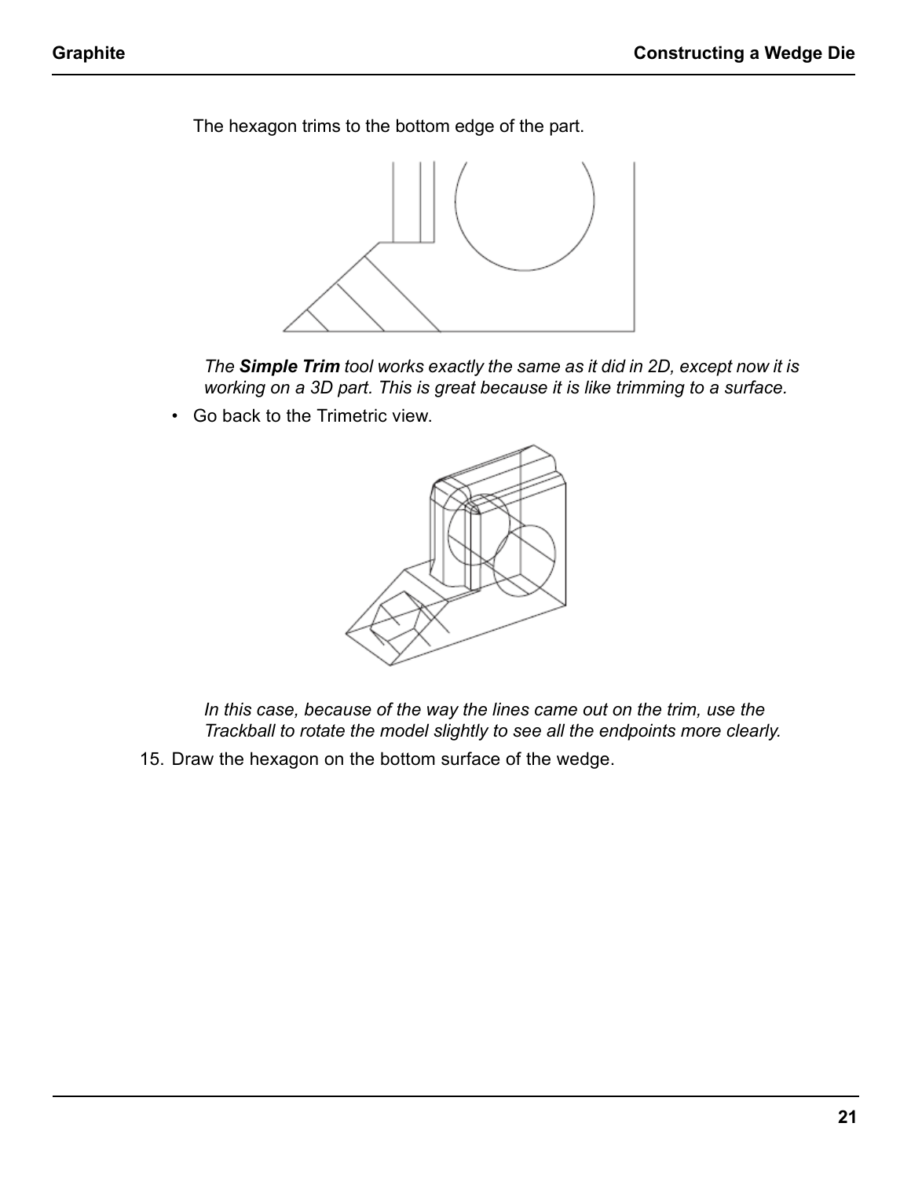The hexagon trims to the bottom edge of the part.

*The **Simple Trim** tool works exactly the same as it did in 2D, except now it is working on a 3D part. This is great because it is like trimming to a surface.*

- Go back to the Trimetric view.

*In this case, because of the way the lines came out on the trim, use the Trackball to rotate the model slightly to see all the endpoints more clearly.*

15. Draw the hexagon on the bottom surface of the wedge.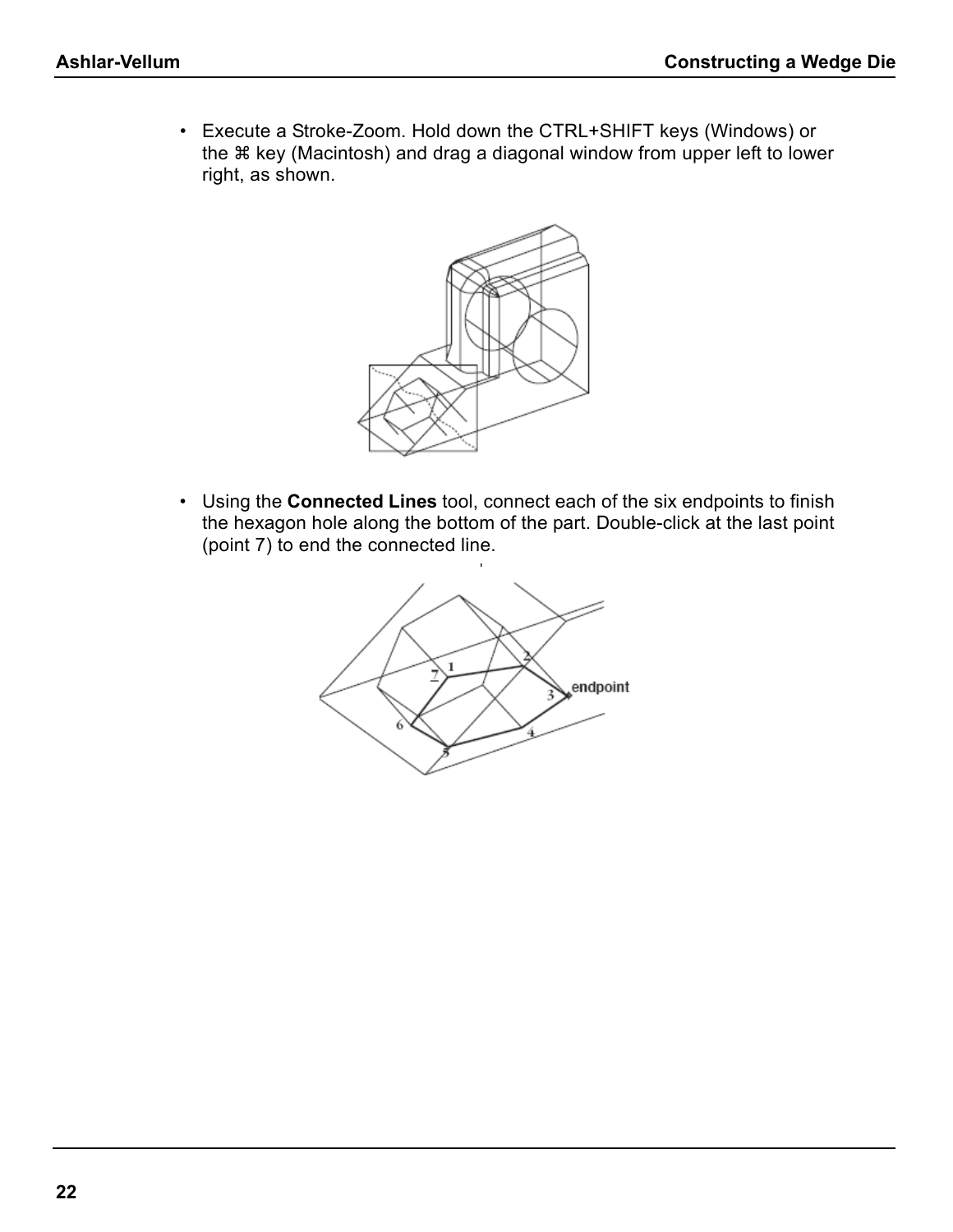- Execute a Stroke-Zoom. Hold down the CTRL+SHIFT keys (Windows) or the ⌘ key (Macintosh) and drag a diagonal window from upper left to lower right, as shown.

- Using the **Connected Lines** tool, connect each of the six endpoints to finish the hexagon hole along the bottom of the part. Double-click at the last point (point 7) to end the connected line.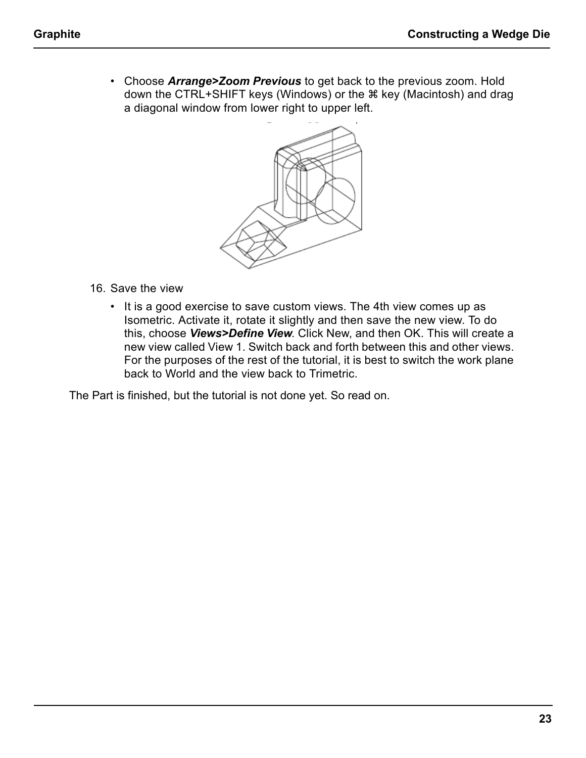- Choose ***Arrange>Zoom Previous*** to get back to the previous zoom. Hold down the CTRL+SHIFT keys (Windows) or the ⌘ key (Macintosh) and drag a diagonal window from lower right to upper left.

16. Save the view

    - It is a good exercise to save custom views. The 4th view comes up as Isometric. Activate it, rotate it slightly and then save the new view. To do this, choose ***Views>Define View***. Click New, and then OK. This will create a new view called View 1. Switch back and forth between this and other views. For the purposes of the rest of the tutorial, it is best to switch the work plane back to World and the view back to Trimetric.

The Part is finished, but the tutorial is not done yet. So read on.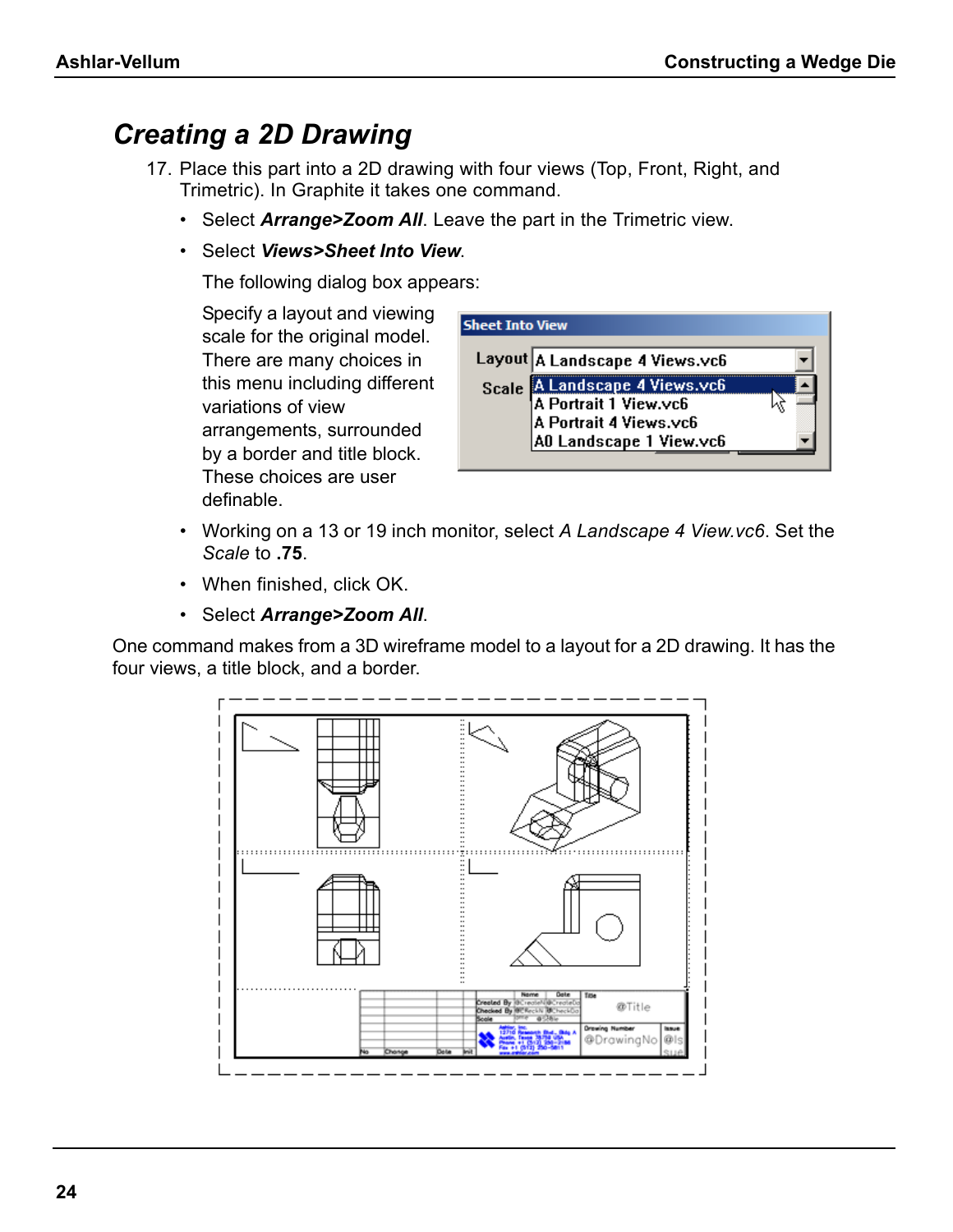## Creating a 2D Drawing

17. Place this part into a 2D drawing with four views (Top, Front, Right, and Trimetric). In Graphite it takes one command.
    - Select ***Arrange>Zoom All***. Leave the part in the Trimetric view.
    - Select ***Views>Sheet Into View***.

      The following dialog box appears:

      Specify a layout and viewing scale for the original model. There are many choices in this menu including different variations of view arrangements, surrounded by a border and title block. These choices are user definable.

    - Working on a 13 or 19 inch monitor, select *A Landscape 4 View.vc6*. Set the *Scale* to **.75**.
    - When finished, click OK.
    - Select ***Arrange>Zoom All***.

One command makes from a 3D wireframe model to a layout for a 2D drawing. It has the four views, a title block, and a border.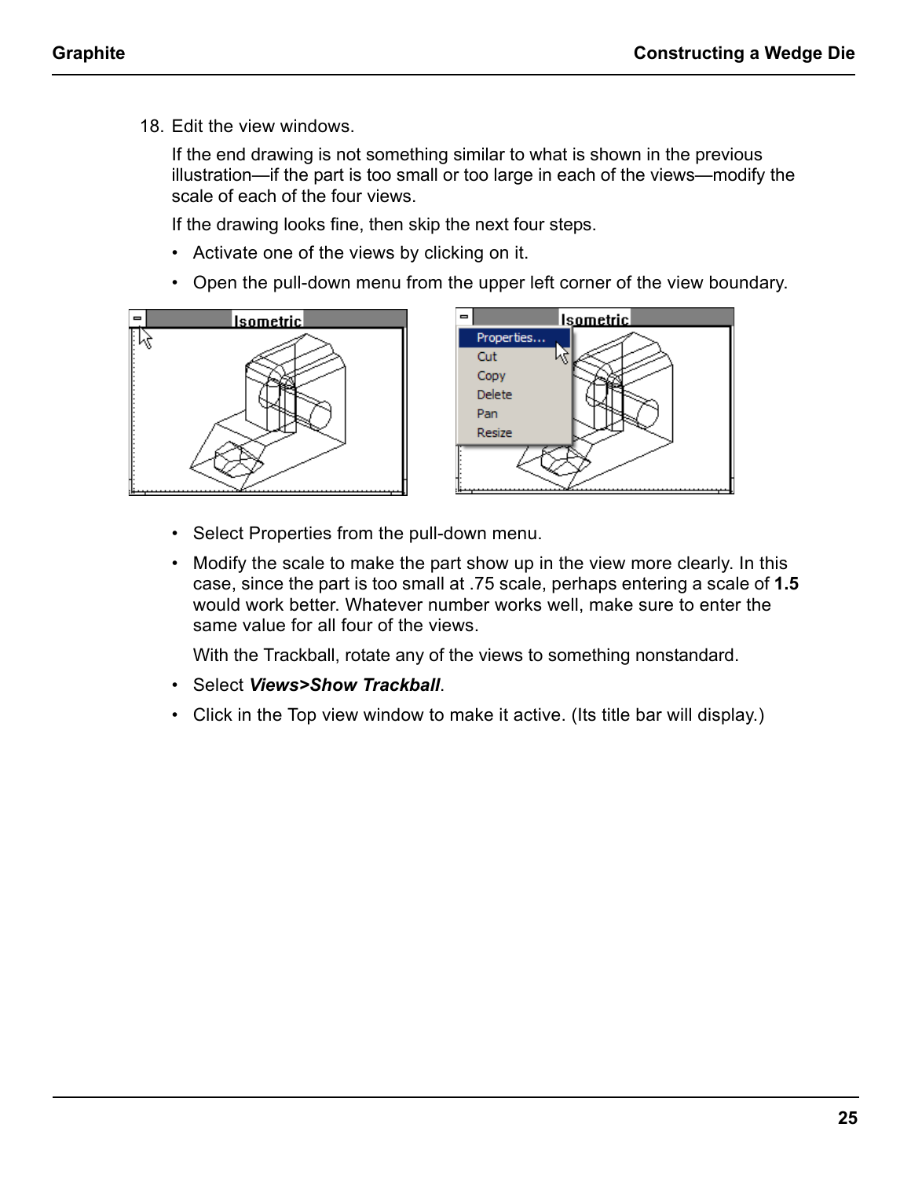18. Edit the view windows.

    If the end drawing is not something similar to what is shown in the previous illustration—if the part is too small or too large in each of the views—modify the scale of each of the four views.

    If the drawing looks fine, then skip the next four steps.

    - Activate one of the views by clicking on it.
    - Open the pull-down menu from the upper left corner of the view boundary.
    - Select Properties from the pull-down menu.
    - Modify the scale to make the part show up in the view more clearly. In this case, since the part is too small at .75 scale, perhaps entering a scale of **1.5** would work better. Whatever number works well, make sure to enter the same value for all four of the views.

    With the Trackball, rotate any of the views to something nonstandard.

    - Select ***Views>Show Trackball***.
    - Click in the Top view window to make it active. (Its title bar will display.)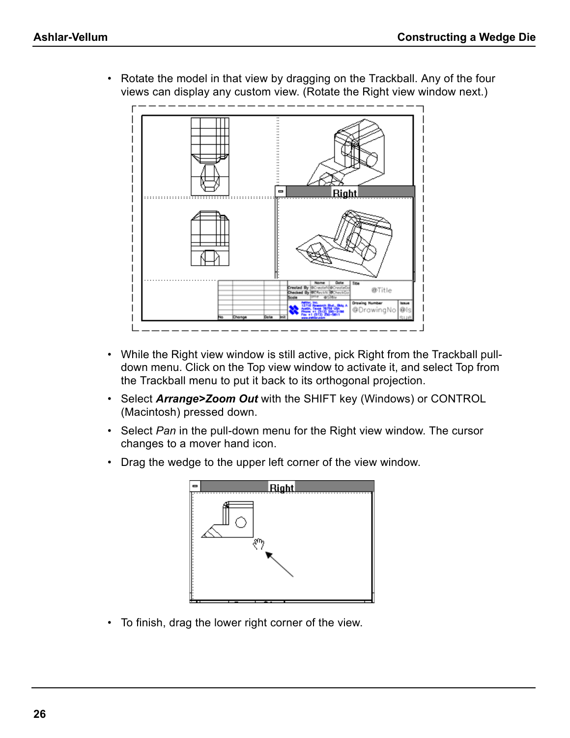- Rotate the model in that view by dragging on the Trackball. Any of the four views can display any custom view. (Rotate the Right view window next.)

- While the Right view window is still active, pick Right from the Trackball pull-down menu. Click on the Top view window to activate it, and select Top from the Trackball menu to put it back to its orthogonal projection.
- Select ***Arrange>Zoom Out*** with the SHIFT key (Windows) or CONTROL (Macintosh) pressed down.
- Select *Pan* in the pull-down menu for the Right view window. The cursor changes to a mover hand icon.
- Drag the wedge to the upper left corner of the view window.

- To finish, drag the lower right corner of the view.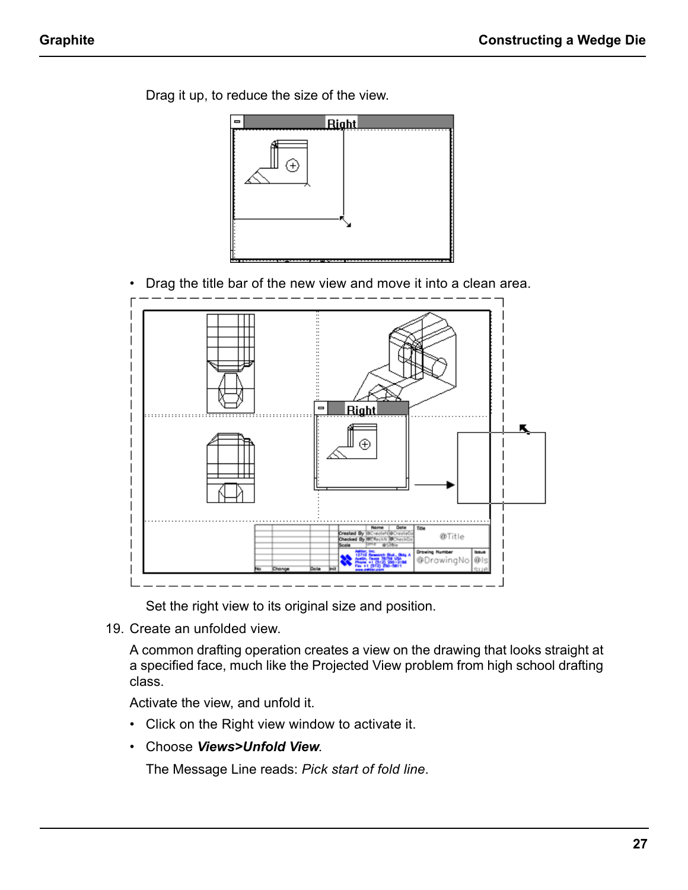Drag it up, to reduce the size of the view.

- Drag the title bar of the new view and move it into a clean area.

Set the right view to its original size and position.

19. Create an unfolded view.

    A common drafting operation creates a view on the drawing that looks straight at a specified face, much like the Projected View problem from high school drafting class.

    Activate the view, and unfold it.

    - Click on the Right view window to activate it.
    - Choose ***Views>Unfold View***.

      The Message Line reads: *Pick start of fold line*.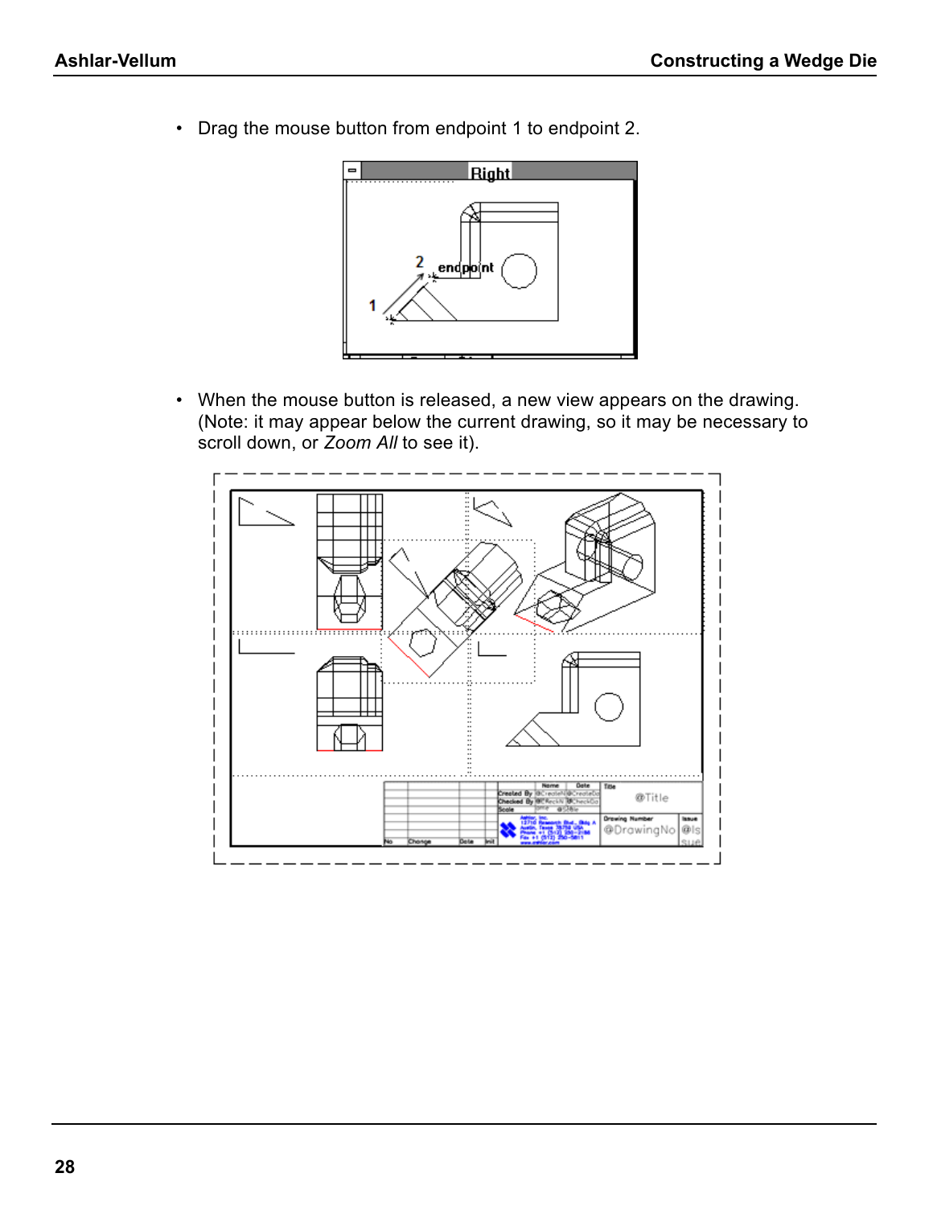- Drag the mouse button from endpoint 1 to endpoint 2.

- When the mouse button is released, a new view appears on the drawing. (Note: it may appear below the current drawing, so it may be necessary to scroll down, or *Zoom All* to see it).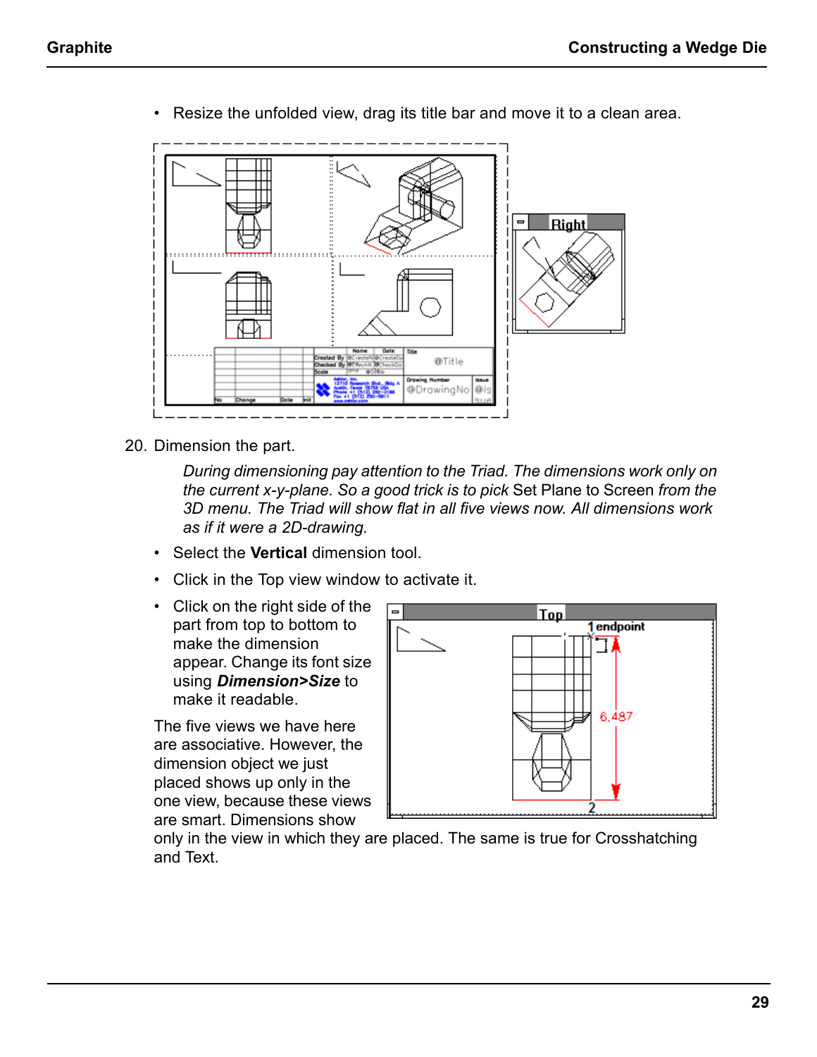- Resize the unfolded view, drag its title bar and move it to a clean area.

20. Dimension the part.

    *During dimensioning pay attention to the Triad. The dimensions work only on the current x-y-plane. So a good trick is to pick* Set Plane to Screen *from the 3D menu. The Triad will show flat in all five views now. All dimensions work as if it were a 2D-drawing.*

- Select the **Vertical** dimension tool.
- Click in the Top view window to activate it.
- Click on the right side of the part from top to bottom to make the dimension appear. Change its font size using ***Dimension>Size*** to make it readable.

The five views we have here are associative. However, the dimension object we just placed shows up only in the one view, because these views are smart. Dimensions show only in the view in which they are placed. The same is true for Crosshatching and Text.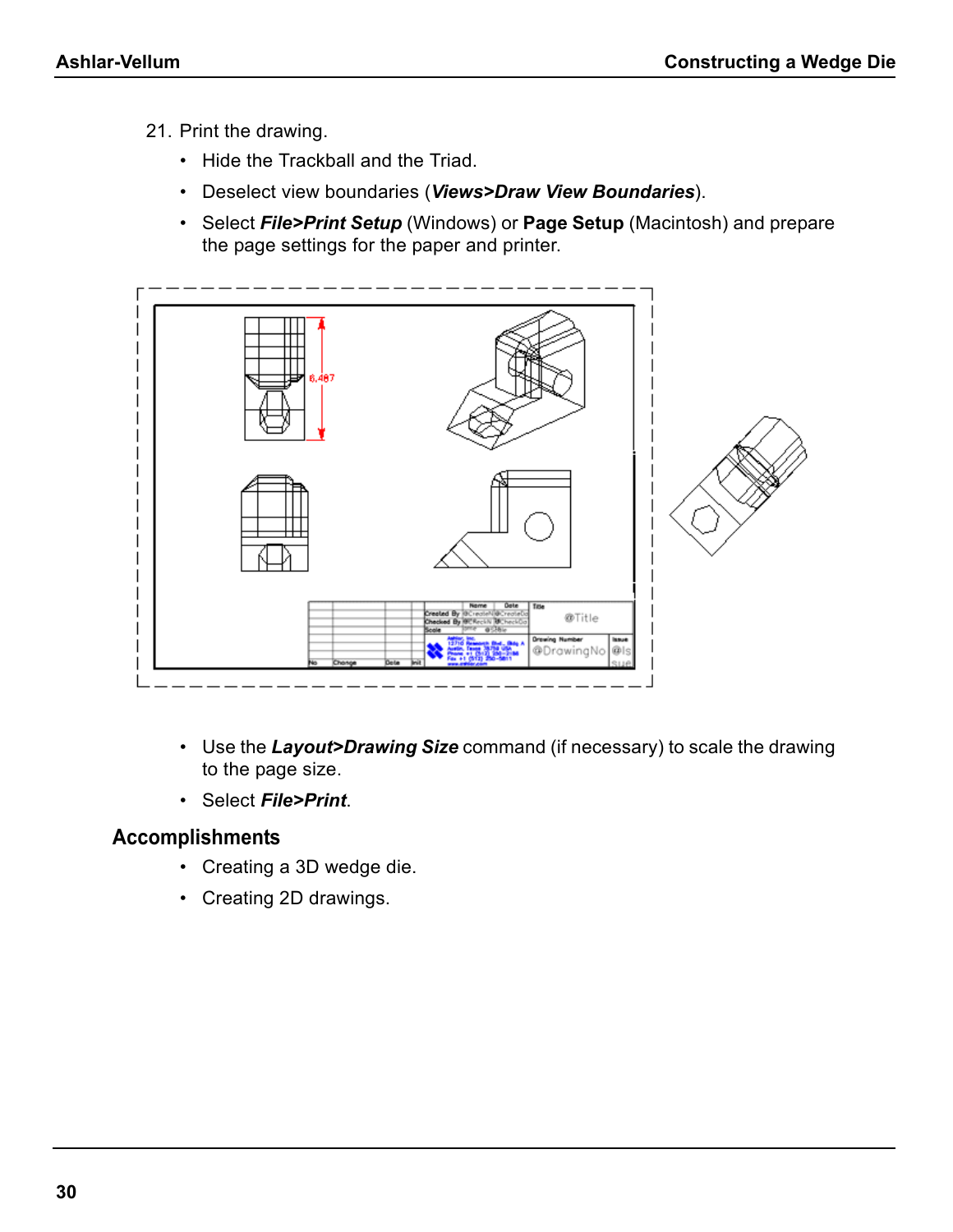21. Print the drawing.
    - Hide the Trackball and the Triad.
    - Deselect view boundaries (***Views>Draw View Boundaries***).
    - Select ***File>Print Setup*** (Windows) or **Page Setup** (Macintosh) and prepare the page settings for the paper and printer.

    - Use the ***Layout>Drawing Size*** command (if necessary) to scale the drawing to the page size.
    - Select ***File>Print***.

## Accomplishments

- Creating a 3D wedge die.
- Creating 2D drawings.